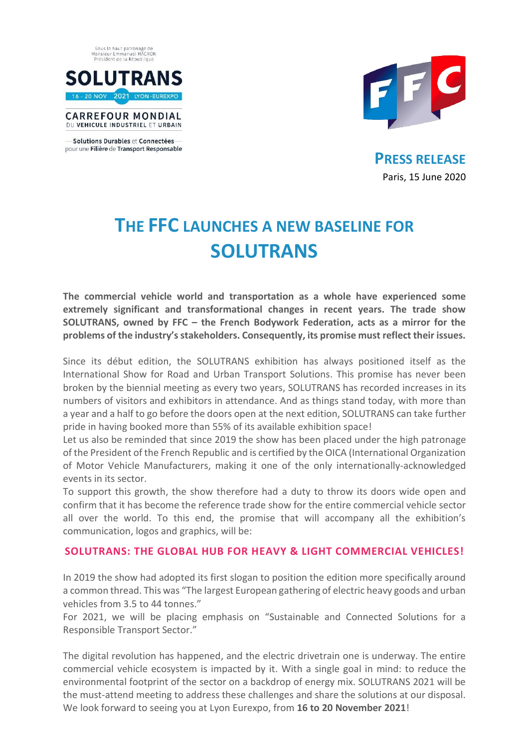Sous le haut patronage de Monsieur Emmanuel MACRON Président de la République

SOLUTRANS

16 - 20 NOV 2021 LYON · EUREXPO

CARREFOUR MONDIAL DU VEHICULE INDUSTRIEL ET URBAIN

Solutions Durables et Connectées pour une Filière de Transport Responsable

**PRESS RELEASE**

Paris, 15 June 2020

# THE FFC LAUNCHES A NEW BASELINE FOR SOLUTRANS

**The commercial vehicle world and transportation as a whole have experienced some extremely significant and transformational changes in recent years. The trade show SOLUTRANS, owned by FFC – the French Bodywork Federation, acts as a mirror for the problems of the industry's stakeholders. Consequently, its promise must reflect their issues.**

Since its début edition, the SOLUTRANS exhibition has always positioned itself as the International Show for Road and Urban Transport Solutions. This promise has never been broken by the biennial meeting as every two years, SOLUTRANS has recorded increases in its numbers of visitors and exhibitors in attendance. And as things stand today, with more than a year and a half to go before the doors open at the next edition, SOLUTRANS can take further pride in having booked more than 55% of its available exhibition space!

Let us also be reminded that since 2019 the show has been placed under the high patronage of the President of the French Republic and is certified by the OICA (International Organization of Motor Vehicle Manufacturers, making it one of the only internationally-acknowledged events in its sector.

To support this growth, the show therefore had a duty to throw its doors wide open and confirm that it has become the reference trade show for the entire commercial vehicle sector all over the world. To this end, the promise that will accompany all the exhibition's communication, logos and graphics, will be:

**SOLUTRANS: THE GLOBAL HUB FOR HEAVY & LIGHT COMMERCIAL VEHICLES!**

In 2019 the show had adopted its first slogan to position the edition more specifically around a common thread. This was "The largest European gathering of electric heavy goods and urban vehicles from 3.5 to 44 tonnes."

For 2021, we will be placing emphasis on "Sustainable and Connected Solutions for a Responsible Transport Sector."

The digital revolution has happened, and the electric drivetrain one is underway. The entire commercial vehicle ecosystem is impacted by it. With a single goal in mind: to reduce the environmental footprint of the sector on a backdrop of energy mix. SOLUTRANS 2021 will be the must-attend meeting to address these challenges and share the solutions at our disposal. We look forward to seeing you at Lyon Eurexpo, from **16 to 20 November 2021**!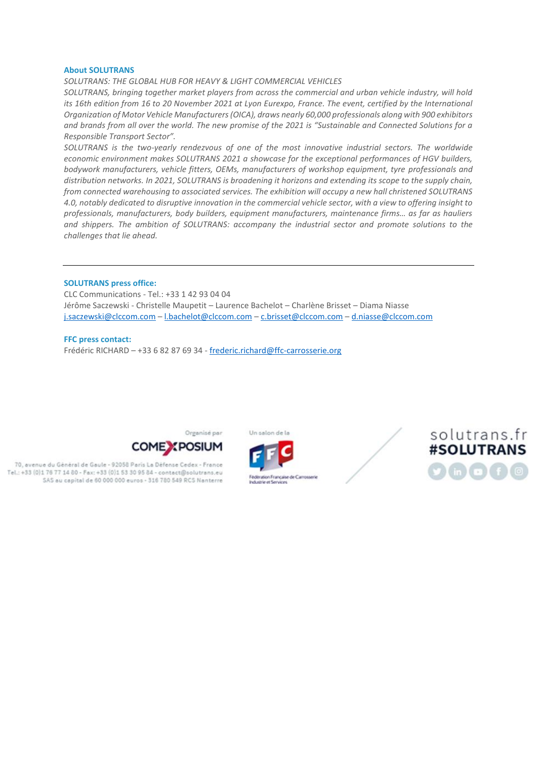**About SOLUTRANS**

*SOLUTRANS: THE GLOBAL HUB FOR HEAVY & LIGHT COMMERCIAL VEHICLES*

*SOLUTRANS, bringing together market players from across the commercial and urban vehicle industry, will hold its 16th edition from 16 to 20 November 2021 at Lyon Eurexpo, France. The event, certified by the International Organization of Motor Vehicle Manufacturers (OICA), draws nearly 60,000 professionals along with 900 exhibitors and brands from all over the world. The new promise of the 2021 is "Sustainable and Connected Solutions for a Responsible Transport Sector".*

*SOLUTRANS is the two-yearly rendezvous of one of the most innovative industrial sectors. The worldwide economic environment makes SOLUTRANS 2021 a showcase for the exceptional performances of HGV builders, bodywork manufacturers, vehicle fitters, OEMs, manufacturers of workshop equipment, tyre professionals and distribution networks. In 2021, SOLUTRANS is broadening it horizons and extending its scope to the supply chain, from connected warehousing to associated services. The exhibition will occupy a new hall christened SOLUTRANS 4.0, notably dedicated to disruptive innovation in the commercial vehicle sector, with a view to offering insight to professionals, manufacturers, body builders, equipment manufacturers, maintenance firms… as far as hauliers and shippers. The ambition of SOLUTRANS: accompany the industrial sector and promote solutions to the challenges that lie ahead.*

---

**SOLUTRANS press office:**

CLC Communications - Tel.: +33 1 42 93 04 04

Jérôme Saczewski - Christelle Maupetit – Laurence Bachelot – Charlène Brisset – Diama Niasse

j.saczewski@clccom.com – l.bachelot@clccom.com – c.brisset@clccom.com – d.niasse@clccom.com

**FFC press contact:**

Frédéric RICHARD – +33 6 82 87 69 34 - frederic.richard@ffc-carrosserie.org

Organisé par

COMEXPOSIUM

70, avenue du Général de Gaulle - 92058 Paris La Défense Cedex - France

Tel.: +33 (0)1 76 77 14 80 - Fax: +33 (0)1 53 30 95 84 - contact@solutrans.eu

SAS au capital de 60 000 000 euros - 316 780 549 RCS Nanterre

Un salon de la

FFC

Fédération Française de Carrosserie Industrie et Services

solutrans.fr

#SOLUTRANS